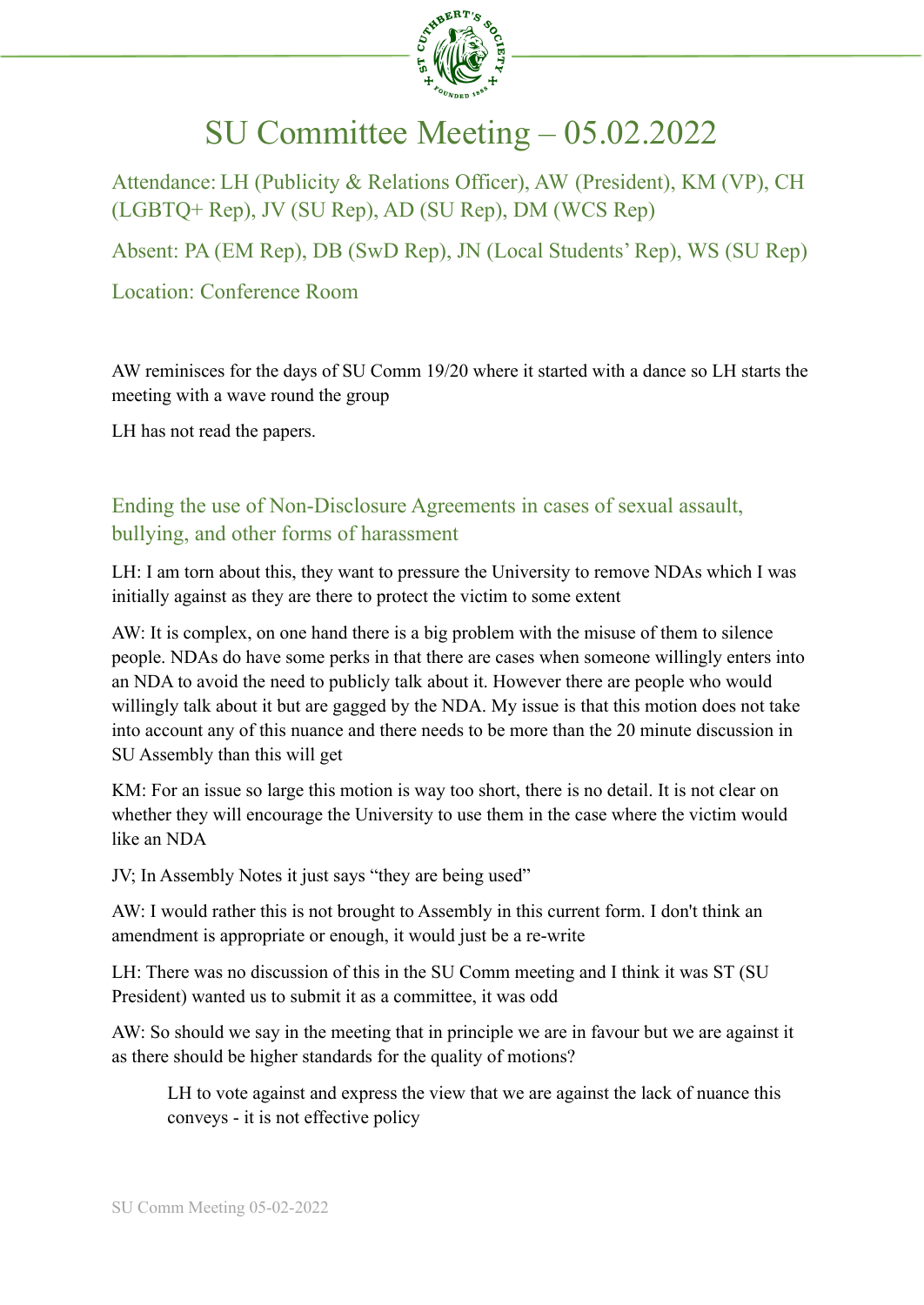# SU Committee Meeting – 05.02.2022

Attendance: LH (Publicity & Relations Officer), AW (President), KM (VP), CH (LGBTQ+ Rep), JV (SU Rep), AD (SU Rep), DM (WCS Rep)

Absent: PA (EM Rep), DB (SwD Rep), JN (Local Students' Rep), WS (SU Rep)

Location: Conference Room

AW reminisces for the days of SU Comm 19/20 where it started with a dance so LH starts the meeting with a wave round the group

LH has not read the papers.

## Ending the use of Non-Disclosure Agreements in cases of sexual assault, bullying, and other forms of harassment

LH: I am torn about this, they want to pressure the University to remove NDAs which I was initially against as they are there to protect the victim to some extent

AW: It is complex, on one hand there is a big problem with the misuse of them to silence people. NDAs do have some perks in that there are cases when someone willingly enters into an NDA to avoid the need to publicly talk about it. However there are people who would willingly talk about it but are gagged by the NDA. My issue is that this motion does not take into account any of this nuance and there needs to be more than the 20 minute discussion in SU Assembly than this will get

KM: For an issue so large this motion is way too short, there is no detail. It is not clear on whether they will encourage the University to use them in the case where the victim would like an NDA

JV; In Assembly Notes it just says "they are being used"

AW: I would rather this is not brought to Assembly in this current form. I don't think an amendment is appropriate or enough, it would just be a re-write

LH: There was no discussion of this in the SU Comm meeting and I think it was ST (SU President) wanted us to submit it as a committee, it was odd

AW: So should we say in the meeting that in principle we are in favour but we are against it as there should be higher standards for the quality of motions?

> LH to vote against and express the view that we are against the lack of nuance this conveys - it is not effective policy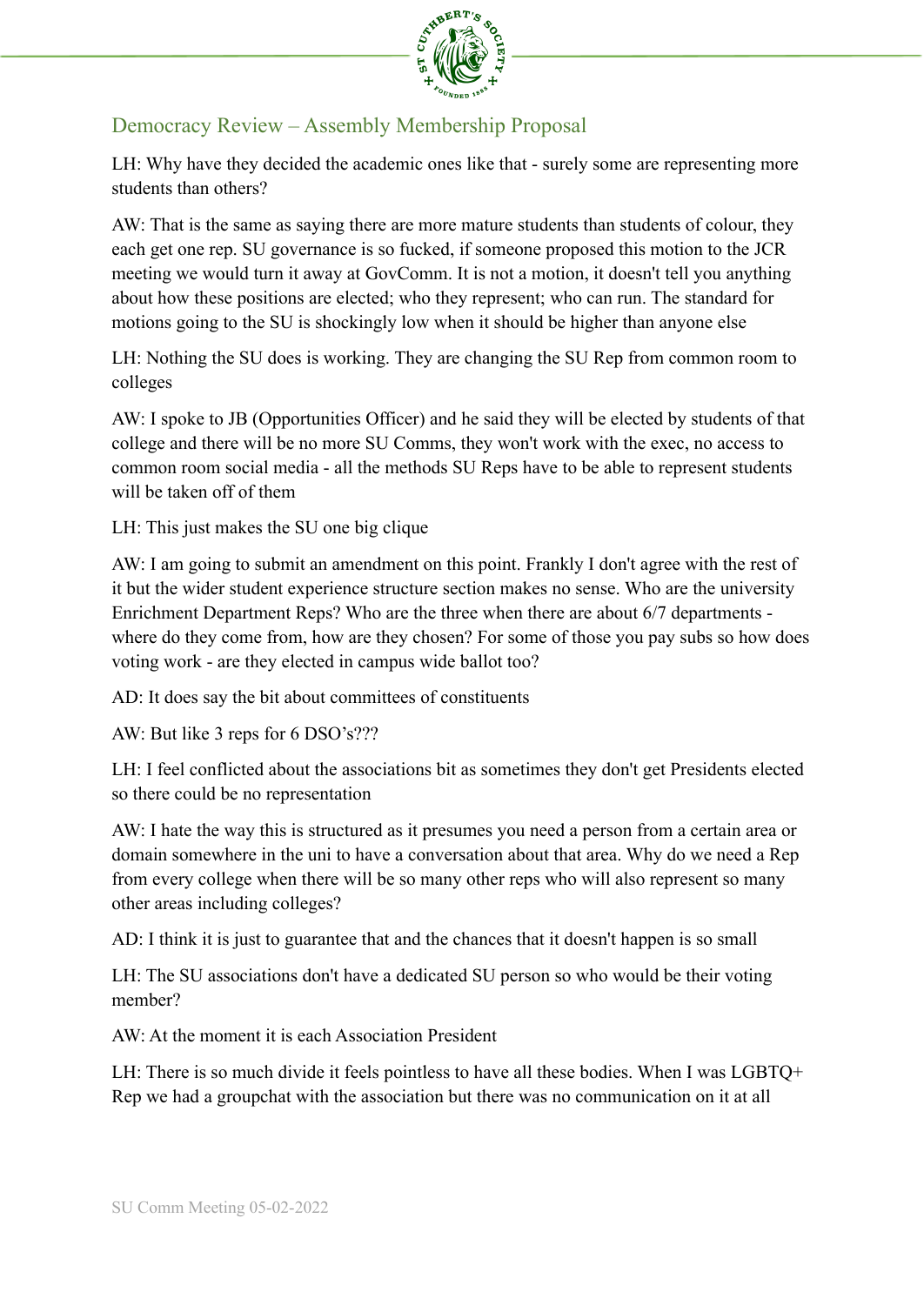## Democracy Review – Assembly Membership Proposal

LH: Why have they decided the academic ones like that - surely some are representing more students than others?

AW: That is the same as saying there are more mature students than students of colour, they each get one rep. SU governance is so fucked, if someone proposed this motion to the JCR meeting we would turn it away at GovComm. It is not a motion, it doesn't tell you anything about how these positions are elected; who they represent; who can run. The standard for motions going to the SU is shockingly low when it should be higher than anyone else

LH: Nothing the SU does is working. They are changing the SU Rep from common room to colleges

AW: I spoke to JB (Opportunities Officer) and he said they will be elected by students of that college and there will be no more SU Comms, they won't work with the exec, no access to common room social media - all the methods SU Reps have to be able to represent students will be taken off of them

LH: This just makes the SU one big clique

AW: I am going to submit an amendment on this point. Frankly I don't agree with the rest of it but the wider student experience structure section makes no sense. Who are the university Enrichment Department Reps? Who are the three when there are about 6/7 departments - where do they come from, how are they chosen? For some of those you pay subs so how does voting work - are they elected in campus wide ballot too?

AD: It does say the bit about committees of constituents

AW: But like 3 reps for 6 DSO's???

LH: I feel conflicted about the associations bit as sometimes they don't get Presidents elected so there could be no representation

AW: I hate the way this is structured as it presumes you need a person from a certain area or domain somewhere in the uni to have a conversation about that area. Why do we need a Rep from every college when there will be so many other reps who will also represent so many other areas including colleges?

AD: I think it is just to guarantee that and the chances that it doesn't happen is so small

LH: The SU associations don't have a dedicated SU person so who would be their voting member?

AW: At the moment it is each Association President

LH: There is so much divide it feels pointless to have all these bodies. When I was LGBTQ+ Rep we had a groupchat with the association but there was no communication on it at all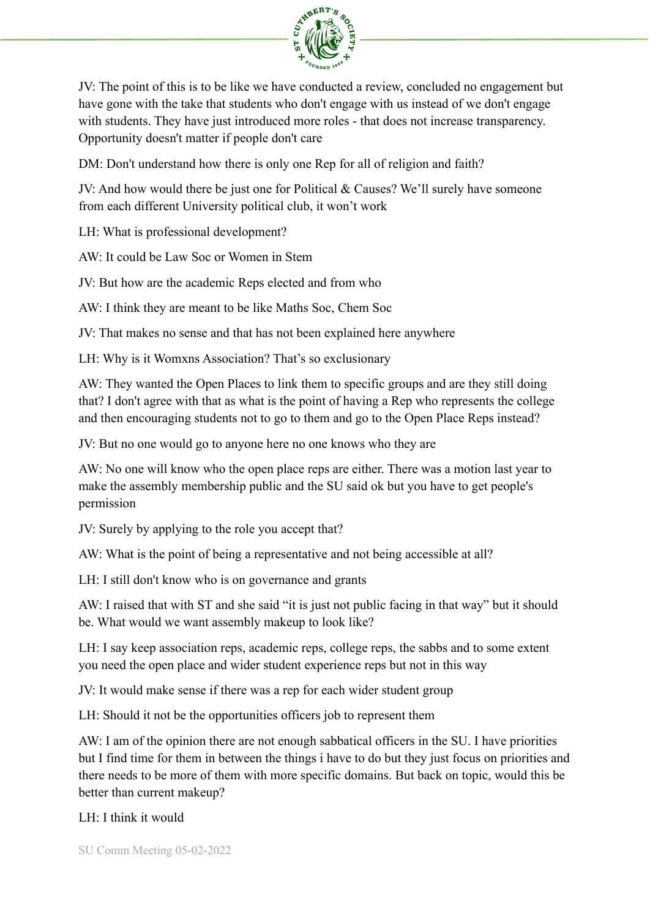JV: The point of this is to be like we have conducted a review, concluded no engagement but have gone with the take that students who don't engage with us instead of we don't engage with students. They have just introduced more roles - that does not increase transparency. Opportunity doesn't matter if people don't care

DM: Don't understand how there is only one Rep for all of religion and faith?

JV: And how would there be just one for Political & Causes? We'll surely have someone from each different University political club, it won't work

LH: What is professional development?

AW: It could be Law Soc or Women in Stem

JV: But how are the academic Reps elected and from who

AW: I think they are meant to be like Maths Soc, Chem Soc

JV: That makes no sense and that has not been explained here anywhere

LH: Why is it Womxns Association? That's so exclusionary

AW: They wanted the Open Places to link them to specific groups and are they still doing that? I don't agree with that as what is the point of having a Rep who represents the college and then encouraging students not to go to them and go to the Open Place Reps instead?

JV: But no one would go to anyone here no one knows who they are

AW: No one will know who the open place reps are either. There was a motion last year to make the assembly membership public and the SU said ok but you have to get people's permission

JV: Surely by applying to the role you accept that?

AW: What is the point of being a representative and not being accessible at all?

LH: I still don't know who is on governance and grants

AW: I raised that with ST and she said "it is just not public facing in that way" but it should be. What would we want assembly makeup to look like?

LH: I say keep association reps, academic reps, college reps, the sabbs and to some extent you need the open place and wider student experience reps but not in this way

JV: It would make sense if there was a rep for each wider student group

LH: Should it not be the opportunities officers job to represent them

AW: I am of the opinion there are not enough sabbatical officers in the SU. I have priorities but I find time for them in between the things i have to do but they just focus on priorities and there needs to be more of them with more specific domains. But back on topic, would this be better than current makeup?

LH: I think it would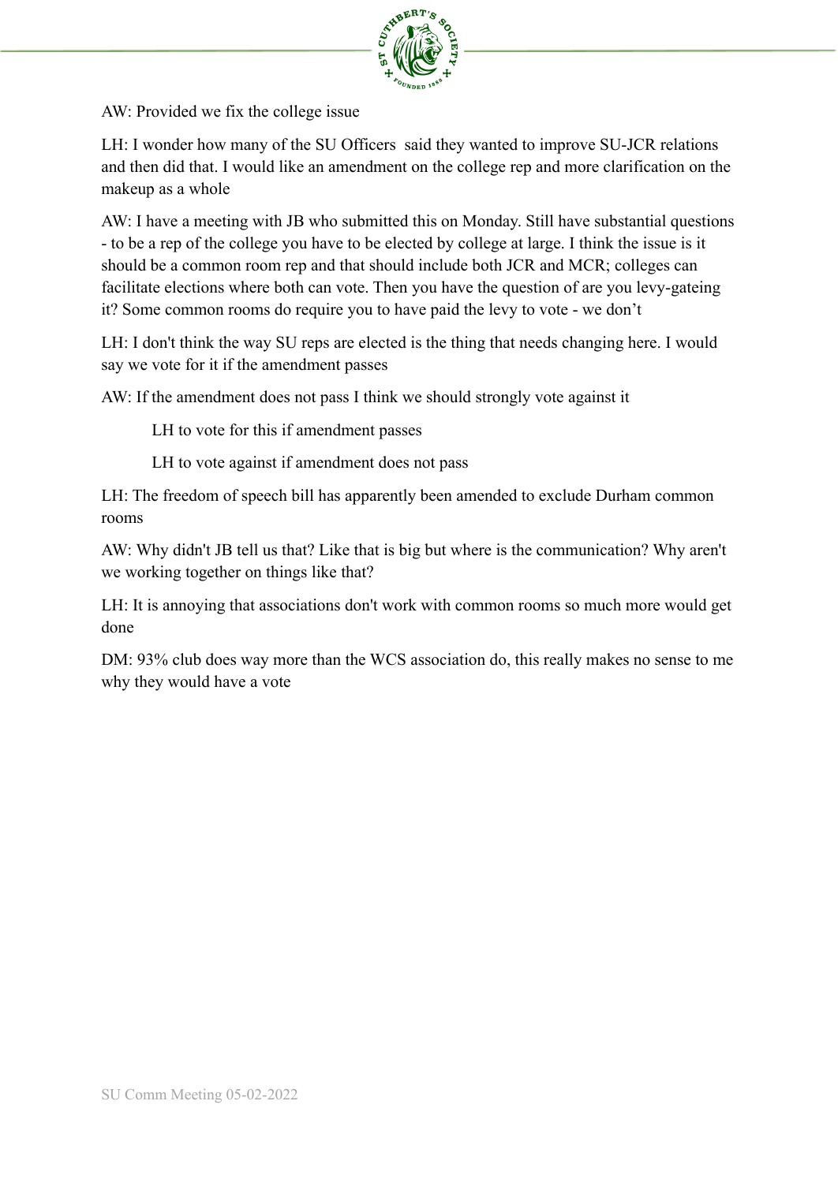AW: Provided we fix the college issue

LH: I wonder how many of the SU Officers  said they wanted to improve SU-JCR relations and then did that. I would like an amendment on the college rep and more clarification on the makeup as a whole

AW: I have a meeting with JB who submitted this on Monday. Still have substantial questions - to be a rep of the college you have to be elected by college at large. I think the issue is it should be a common room rep and that should include both JCR and MCR; colleges can facilitate elections where both can vote. Then you have the question of are you levy-gateing it? Some common rooms do require you to have paid the levy to vote - we don't

LH: I don't think the way SU reps are elected is the thing that needs changing here. I would say we vote for it if the amendment passes

AW: If the amendment does not pass I think we should strongly vote against it

> LH to vote for this if amendment passes
>
> LH to vote against if amendment does not pass

LH: The freedom of speech bill has apparently been amended to exclude Durham common rooms

AW: Why didn't JB tell us that? Like that is big but where is the communication? Why aren't we working together on things like that?

LH: It is annoying that associations don't work with common rooms so much more would get done

DM: 93% club does way more than the WCS association do, this really makes no sense to me why they would have a vote